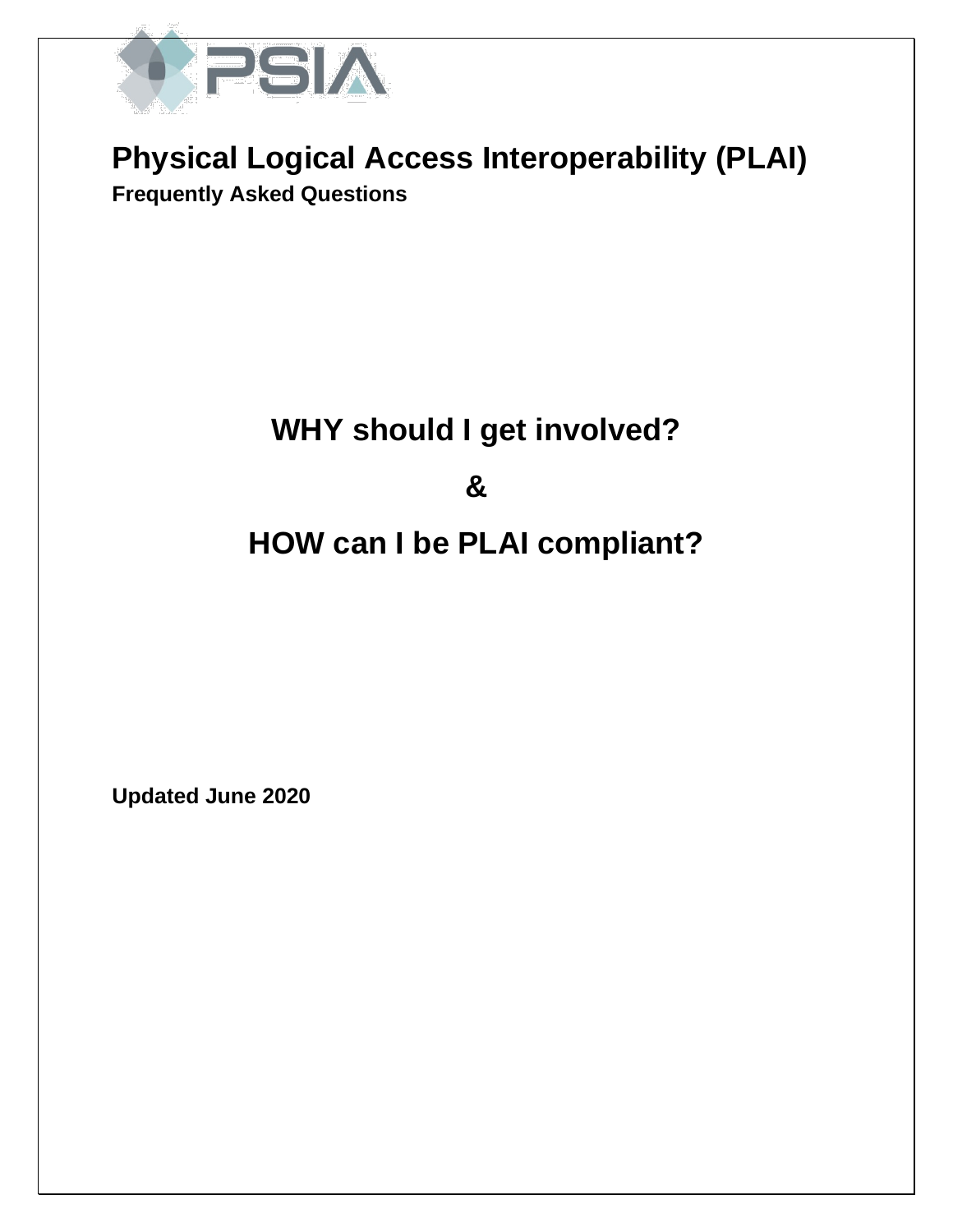# Physical Logical Access Interoperability (PLAI)

**Frequently Asked Questions**

## WHY should I get involved?

## &

## HOW can I be PLAI compliant?

**Updated June 2020**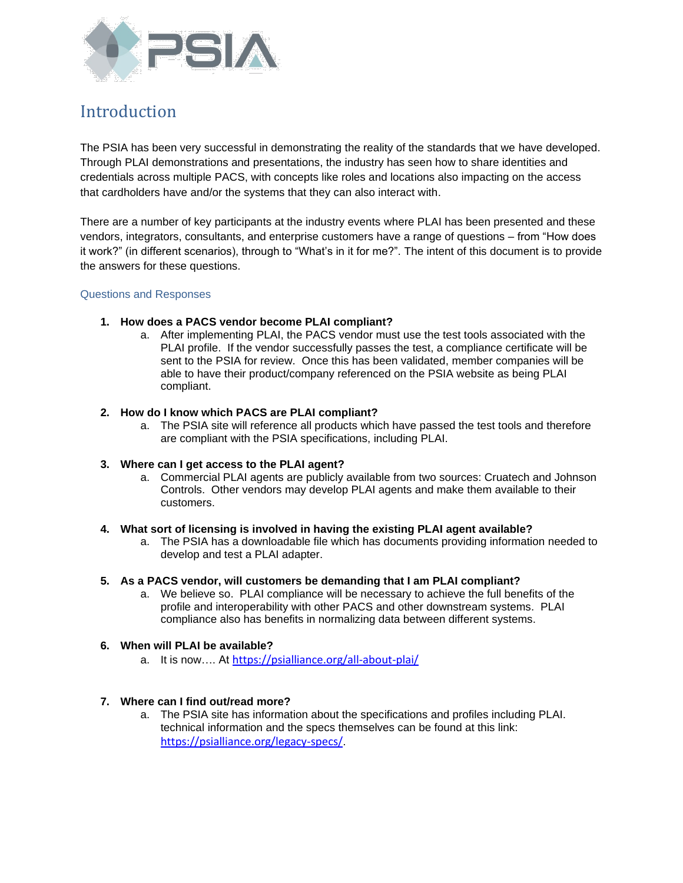# Introduction

The PSIA has been very successful in demonstrating the reality of the standards that we have developed. Through PLAI demonstrations and presentations, the industry has seen how to share identities and credentials across multiple PACS, with concepts like roles and locations also impacting on the access that cardholders have and/or the systems that they can also interact with.

There are a number of key participants at the industry events where PLAI has been presented and these vendors, integrators, consultants, and enterprise customers have a range of questions – from "How does it work?" (in different scenarios), through to "What's in it for me?". The intent of this document is to provide the answers for these questions.

## Questions and Responses

1. **How does a PACS vendor become PLAI compliant?**
   a. After implementing PLAI, the PACS vendor must use the test tools associated with the PLAI profile. If the vendor successfully passes the test, a compliance certificate will be sent to the PSIA for review. Once this has been validated, member companies will be able to have their product/company referenced on the PSIA website as being PLAI compliant.

2. **How do I know which PACS are PLAI compliant?**
   a. The PSIA site will reference all products which have passed the test tools and therefore are compliant with the PSIA specifications, including PLAI.

3. **Where can I get access to the PLAI agent?**
   a. Commercial PLAI agents are publicly available from two sources: Cruatech and Johnson Controls. Other vendors may develop PLAI agents and make them available to their customers.

4. **What sort of licensing is involved in having the existing PLAI agent available?**
   a. The PSIA has a downloadable file which has documents providing information needed to develop and test a PLAI adapter.

5. **As a PACS vendor, will customers be demanding that I am PLAI compliant?**
   a. We believe so. PLAI compliance will be necessary to achieve the full benefits of the profile and interoperability with other PACS and other downstream systems. PLAI compliance also has benefits in normalizing data between different systems.

6. **When will PLAI be available?**
   a. It is now…. At https://psialliance.org/all-about-plai/

7. **Where can I find out/read more?**
   a. The PSIA site has information about the specifications and profiles including PLAI. technical information and the specs themselves can be found at this link: https://psialliance.org/legacy-specs/.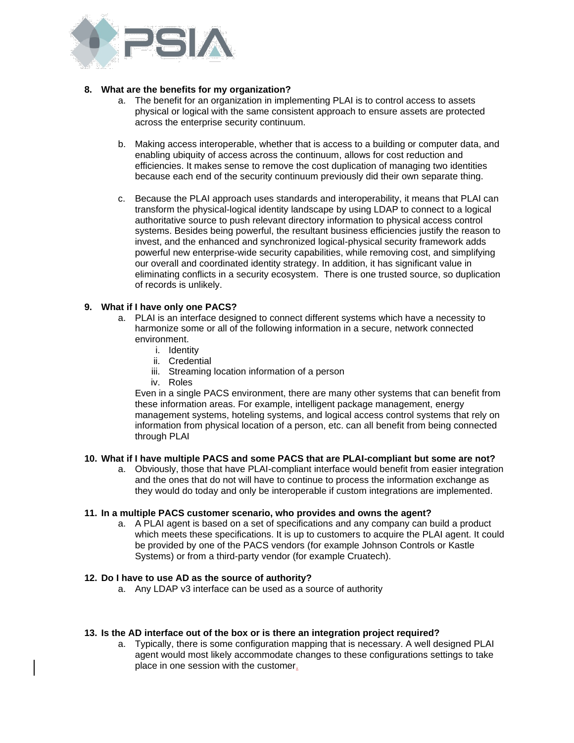**8. What are the benefits for my organization?**

   a. The benefit for an organization in implementing PLAI is to control access to assets physical or logical with the same consistent approach to ensure assets are protected across the enterprise security continuum.

   b. Making access interoperable, whether that is access to a building or computer data, and enabling ubiquity of access across the continuum, allows for cost reduction and efficiencies. It makes sense to remove the cost duplication of managing two identities because each end of the security continuum previously did their own separate thing.

   c. Because the PLAI approach uses standards and interoperability, it means that PLAI can transform the physical-logical identity landscape by using LDAP to connect to a logical authoritative source to push relevant directory information to physical access control systems. Besides being powerful, the resultant business efficiencies justify the reason to invest, and the enhanced and synchronized logical-physical security framework adds powerful new enterprise-wide security capabilities, while removing cost, and simplifying our overall and coordinated identity strategy. In addition, it has significant value in eliminating conflicts in a security ecosystem. There is one trusted source, so duplication of records is unlikely.

**9. What if I have only one PACS?**

   a. PLAI is an interface designed to connect different systems which have a necessity to harmonize some or all of the following information in a secure, network connected environment.
      i. Identity
      ii. Credential
      iii. Streaming location information of a person
      iv. Roles

      Even in a single PACS environment, there are many other systems that can benefit from these information areas. For example, intelligent package management, energy management systems, hoteling systems, and logical access control systems that rely on information from physical location of a person, etc. can all benefit from being connected through PLAI

**10. What if I have multiple PACS and some PACS that are PLAI-compliant but some are not?**

   a. Obviously, those that have PLAI-compliant interface would benefit from easier integration and the ones that do not will have to continue to process the information exchange as they would do today and only be interoperable if custom integrations are implemented.

**11. In a multiple PACS customer scenario, who provides and owns the agent?**

   a. A PLAI agent is based on a set of specifications and any company can build a product which meets these specifications. It is up to customers to acquire the PLAI agent. It could be provided by one of the PACS vendors (for example Johnson Controls or Kastle Systems) or from a third-party vendor (for example Cruatech).

**12. Do I have to use AD as the source of authority?**

   a. Any LDAP v3 interface can be used as a source of authority

**13. Is the AD interface out of the box or is there an integration project required?**

   a. Typically, there is some configuration mapping that is necessary. A well designed PLAI agent would most likely accommodate changes to these configurations settings to take place in one session with the customer.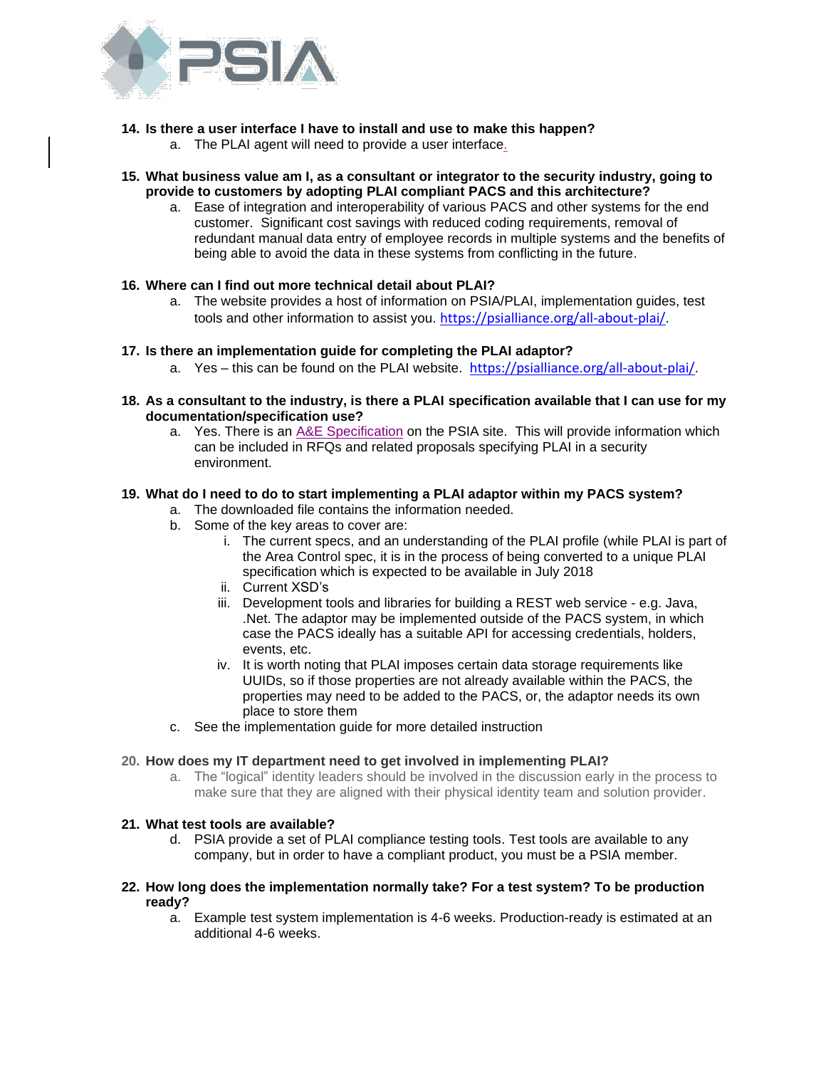14. **Is there a user interface I have to install and use to make this happen?**
    a. The PLAI agent will need to provide a user interface.

15. **What business value am I, as a consultant or integrator to the security industry, going to provide to customers by adopting PLAI compliant PACS and this architecture?**
    a. Ease of integration and interoperability of various PACS and other systems for the end customer. Significant cost savings with reduced coding requirements, removal of redundant manual data entry of employee records in multiple systems and the benefits of being able to avoid the data in these systems from conflicting in the future.

16. **Where can I find out more technical detail about PLAI?**
    a. The website provides a host of information on PSIA/PLAI, implementation guides, test tools and other information to assist you. https://psialliance.org/all-about-plai/.

17. **Is there an implementation guide for completing the PLAI adaptor?**
    a. Yes – this can be found on the PLAI website. https://psialliance.org/all-about-plai/.

18. **As a consultant to the industry, is there a PLAI specification available that I can use for my documentation/specification use?**
    a. Yes. There is an A&E Specification on the PSIA site. This will provide information which can be included in RFQs and related proposals specifying PLAI in a security environment.

19. **What do I need to do to start implementing a PLAI adaptor within my PACS system?**
    a. The downloaded file contains the information needed.
    b. Some of the key areas to cover are:
        i. The current specs, and an understanding of the PLAI profile (while PLAI is part of the Area Control spec, it is in the process of being converted to a unique PLAI specification which is expected to be available in July 2018
        ii. Current XSD's
        iii. Development tools and libraries for building a REST web service - e.g. Java, .Net. The adaptor may be implemented outside of the PACS system, in which case the PACS ideally has a suitable API for accessing credentials, holders, events, etc.
        iv. It is worth noting that PLAI imposes certain data storage requirements like UUIDs, so if those properties are not already available within the PACS, the properties may need to be added to the PACS, or, the adaptor needs its own place to store them
    c. See the implementation guide for more detailed instruction

20. **How does my IT department need to get involved in implementing PLAI?**
    a. The "logical" identity leaders should be involved in the discussion early in the process to make sure that they are aligned with their physical identity team and solution provider.

21. **What test tools are available?**
    d. PSIA provide a set of PLAI compliance testing tools. Test tools are available to any company, but in order to have a compliant product, you must be a PSIA member.

22. **How long does the implementation normally take? For a test system? To be production ready?**
    a. Example test system implementation is 4-6 weeks. Production-ready is estimated at an additional 4-6 weeks.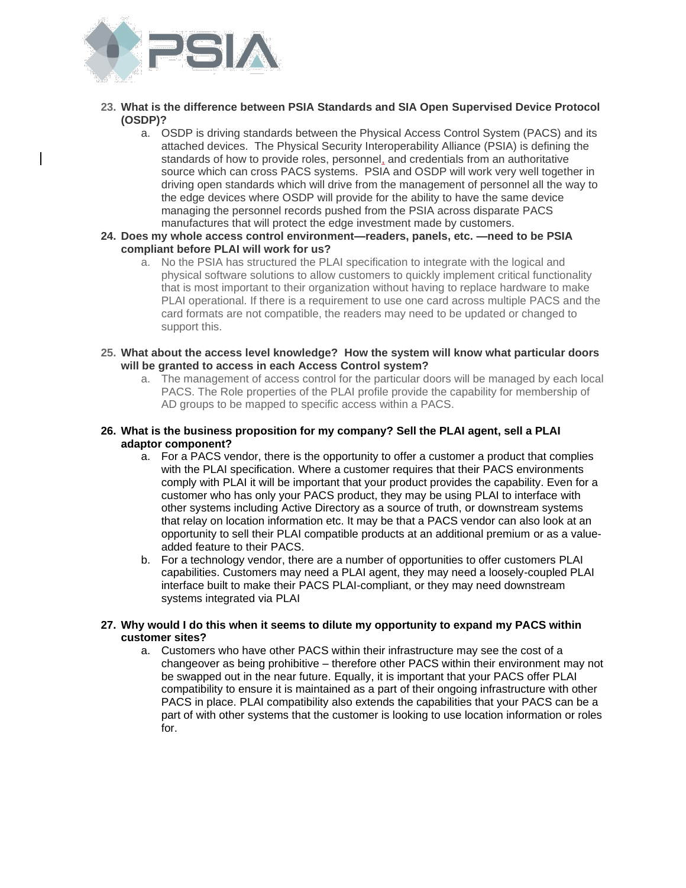23. **What is the difference between PSIA Standards and SIA Open Supervised Device Protocol (OSDP)?**
    a. OSDP is driving standards between the Physical Access Control System (PACS) and its attached devices. The Physical Security Interoperability Alliance (PSIA) is defining the standards of how to provide roles, personnel, and credentials from an authoritative source which can cross PACS systems. PSIA and OSDP will work very well together in driving open standards which will drive from the management of personnel all the way to the edge devices where OSDP will provide for the ability to have the same device managing the personnel records pushed from the PSIA across disparate PACS manufactures that will protect the edge investment made by customers.

24. **Does my whole access control environment—readers, panels, etc. —need to be PSIA compliant before PLAI will work for us?**
    a. No the PSIA has structured the PLAI specification to integrate with the logical and physical software solutions to allow customers to quickly implement critical functionality that is most important to their organization without having to replace hardware to make PLAI operational. If there is a requirement to use one card across multiple PACS and the card formats are not compatible, the readers may need to be updated or changed to support this.

25. **What about the access level knowledge? How the system will know what particular doors will be granted to access in each Access Control system?**
    a. The management of access control for the particular doors will be managed by each local PACS. The Role properties of the PLAI profile provide the capability for membership of AD groups to be mapped to specific access within a PACS.

26. **What is the business proposition for my company? Sell the PLAI agent, sell a PLAI adaptor component?**
    a. For a PACS vendor, there is the opportunity to offer a customer a product that complies with the PLAI specification. Where a customer requires that their PACS environments comply with PLAI it will be important that your product provides the capability. Even for a customer who has only your PACS product, they may be using PLAI to interface with other systems including Active Directory as a source of truth, or downstream systems that relay on location information etc. It may be that a PACS vendor can also look at an opportunity to sell their PLAI compatible products at an additional premium or as a value-added feature to their PACS.
    b. For a technology vendor, there are a number of opportunities to offer customers PLAI capabilities. Customers may need a PLAI agent, they may need a loosely-coupled PLAI interface built to make their PACS PLAI-compliant, or they may need downstream systems integrated via PLAI

27. **Why would I do this when it seems to dilute my opportunity to expand my PACS within customer sites?**
    a. Customers who have other PACS within their infrastructure may see the cost of a changeover as being prohibitive – therefore other PACS within their environment may not be swapped out in the near future. Equally, it is important that your PACS offer PLAI compatibility to ensure it is maintained as a part of their ongoing infrastructure with other PACS in place. PLAI compatibility also extends the capabilities that your PACS can be a part of with other systems that the customer is looking to use location information or roles for.